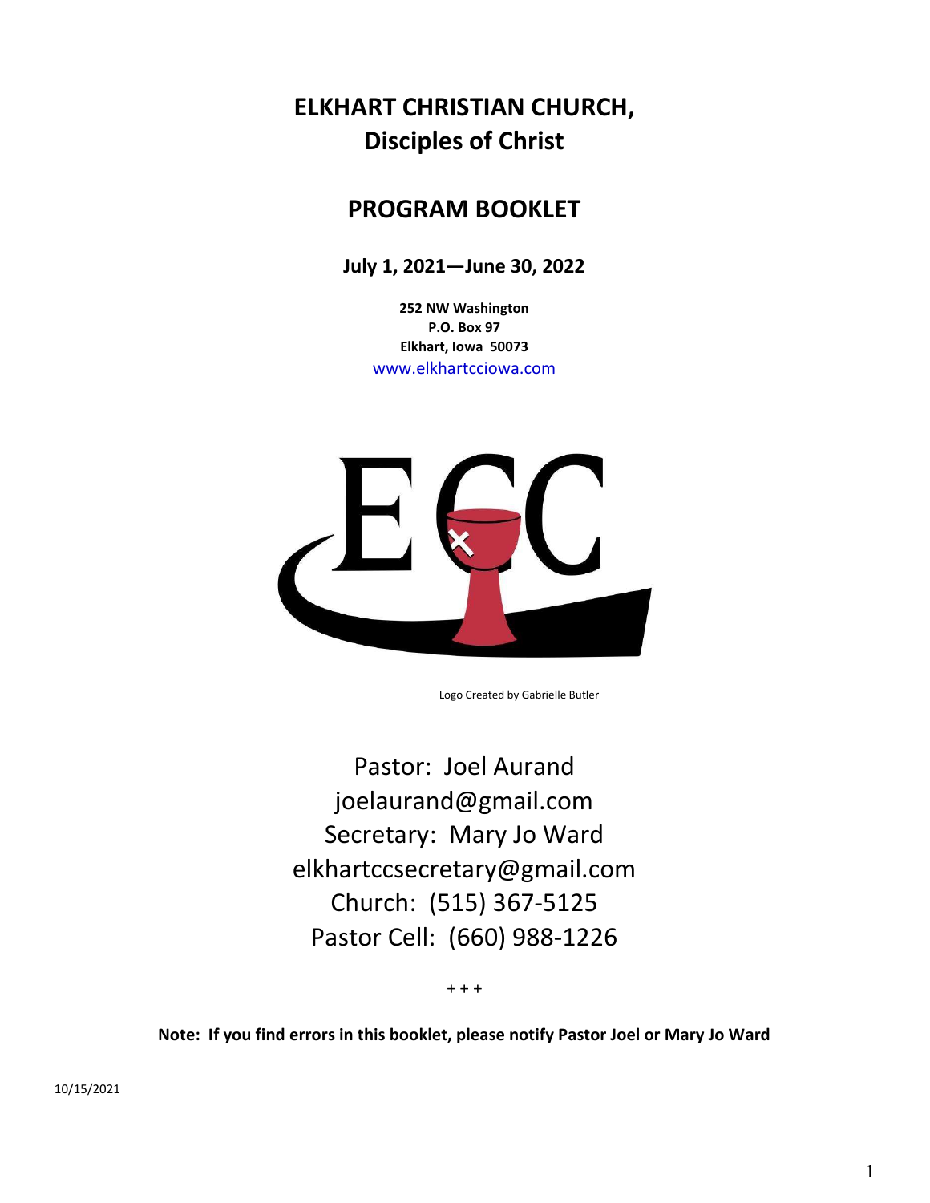# ELKHART CHRISTIAN CHURCH,
# Disciples of Christ

## PROGRAM BOOKLET

**July 1, 2021—June 30, 2022**

**252 NW Washington**
**P.O. Box 97**
**Elkhart, Iowa 50073**
www.elkhartcciowa.com

Logo Created by Gabrielle Butler

Pastor: Joel Aurand
joelaurand@gmail.com
Secretary: Mary Jo Ward
elkhartccsecretary@gmail.com
Church: (515) 367-5125
Pastor Cell: (660) 988-1226

+ + +

**Note: If you find errors in this booklet, please notify Pastor Joel or Mary Jo Ward**

10/15/2021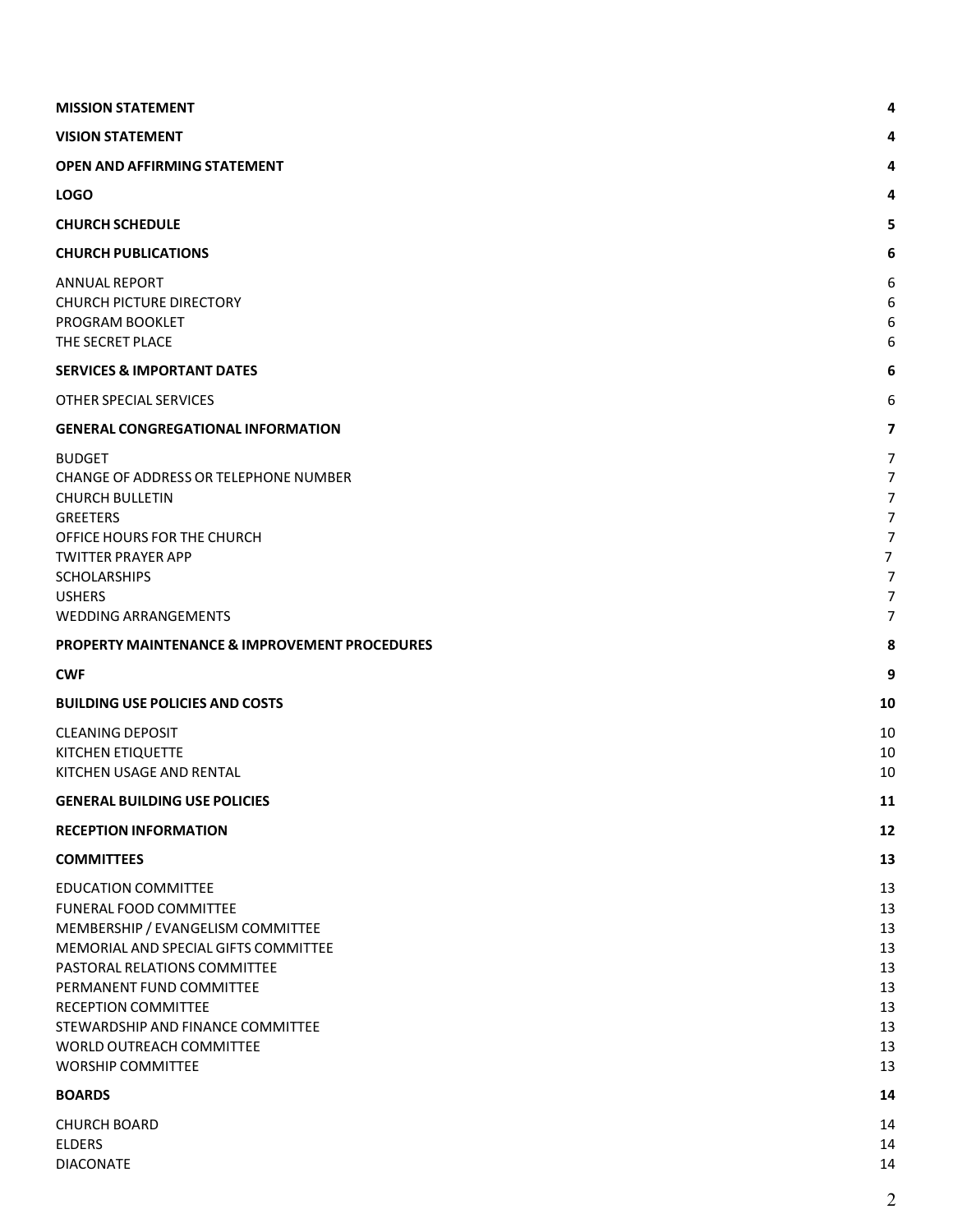| | |
|---|---|
| **MISSION STATEMENT** | **4** |
| **VISION STATEMENT** | **4** |
| **OPEN AND AFFIRMING STATEMENT** | **4** |
| **LOGO** | **4** |
| **CHURCH SCHEDULE** | **5** |
| **CHURCH PUBLICATIONS** | **6** |
| ANNUAL REPORT | 6 |
| CHURCH PICTURE DIRECTORY | 6 |
| PROGRAM BOOKLET | 6 |
| THE SECRET PLACE | 6 |
| **SERVICES & IMPORTANT DATES** | **6** |
| OTHER SPECIAL SERVICES | 6 |
| **GENERAL CONGREGATIONAL INFORMATION** | **7** |
| BUDGET | 7 |
| CHANGE OF ADDRESS OR TELEPHONE NUMBER | 7 |
| CHURCH BULLETIN | 7 |
| GREETERS | 7 |
| OFFICE HOURS FOR THE CHURCH | 7 |
| TWITTER PRAYER APP | 7 |
| SCHOLARSHIPS | 7 |
| USHERS | 7 |
| WEDDING ARRANGEMENTS | 7 |
| **PROPERTY MAINTENANCE & IMPROVEMENT PROCEDURES** | **8** |
| **CWF** | **9** |
| **BUILDING USE POLICIES AND COSTS** | **10** |
| CLEANING DEPOSIT | 10 |
| KITCHEN ETIQUETTE | 10 |
| KITCHEN USAGE AND RENTAL | 10 |
| **GENERAL BUILDING USE POLICIES** | **11** |
| **RECEPTION INFORMATION** | **12** |
| **COMMITTEES** | **13** |
| EDUCATION COMMITTEE | 13 |
| FUNERAL FOOD COMMITTEE | 13 |
| MEMBERSHIP / EVANGELISM COMMITTEE | 13 |
| MEMORIAL AND SPECIAL GIFTS COMMITTEE | 13 |
| PASTORAL RELATIONS COMMITTEE | 13 |
| PERMANENT FUND COMMITTEE | 13 |
| RECEPTION COMMITTEE | 13 |
| STEWARDSHIP AND FINANCE COMMITTEE | 13 |
| WORLD OUTREACH COMMITTEE | 13 |
| WORSHIP COMMITTEE | 13 |
| **BOARDS** | **14** |
| CHURCH BOARD | 14 |
| ELDERS | 14 |
| DIACONATE | 14 |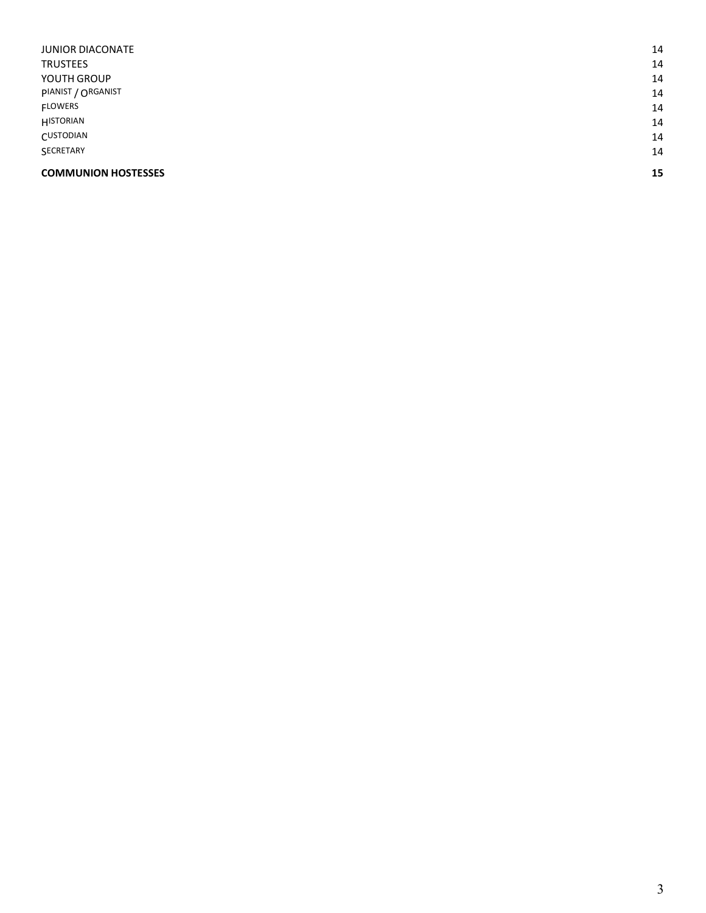| | |
|---|---|
| JUNIOR DIACONATE | 14 |
| TRUSTEES | 14 |
| YOUTH GROUP | 14 |
| PIANIST / ORGANIST | 14 |
| FLOWERS | 14 |
| HISTORIAN | 14 |
| CUSTODIAN | 14 |
| SECRETARY | 14 |
| **COMMUNION HOSTESSES** | **15** |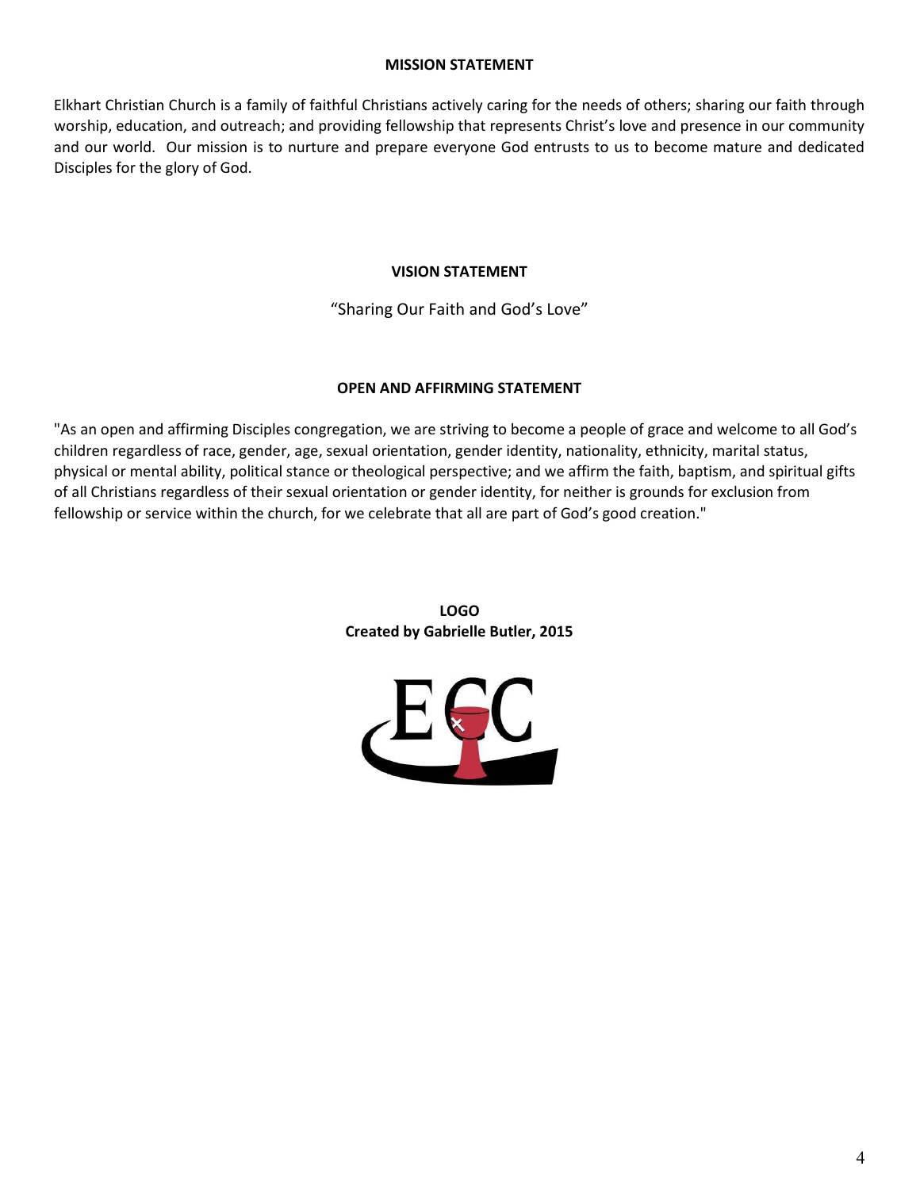## MISSION STATEMENT

Elkhart Christian Church is a family of faithful Christians actively caring for the needs of others; sharing our faith through worship, education, and outreach; and providing fellowship that represents Christ's love and presence in our community and our world. Our mission is to nurture and prepare everyone God entrusts to us to become mature and dedicated Disciples for the glory of God.

## VISION STATEMENT

"Sharing Our Faith and God's Love"

## OPEN AND AFFIRMING STATEMENT

"As an open and affirming Disciples congregation, we are striving to become a people of grace and welcome to all God's children regardless of race, gender, age, sexual orientation, gender identity, nationality, ethnicity, marital status, physical or mental ability, political stance or theological perspective; and we affirm the faith, baptism, and spiritual gifts of all Christians regardless of their sexual orientation or gender identity, for neither is grounds for exclusion from fellowship or service within the church, for we celebrate that all are part of God's good creation."

## LOGO

**Created by Gabrielle Butler, 2015**

ECC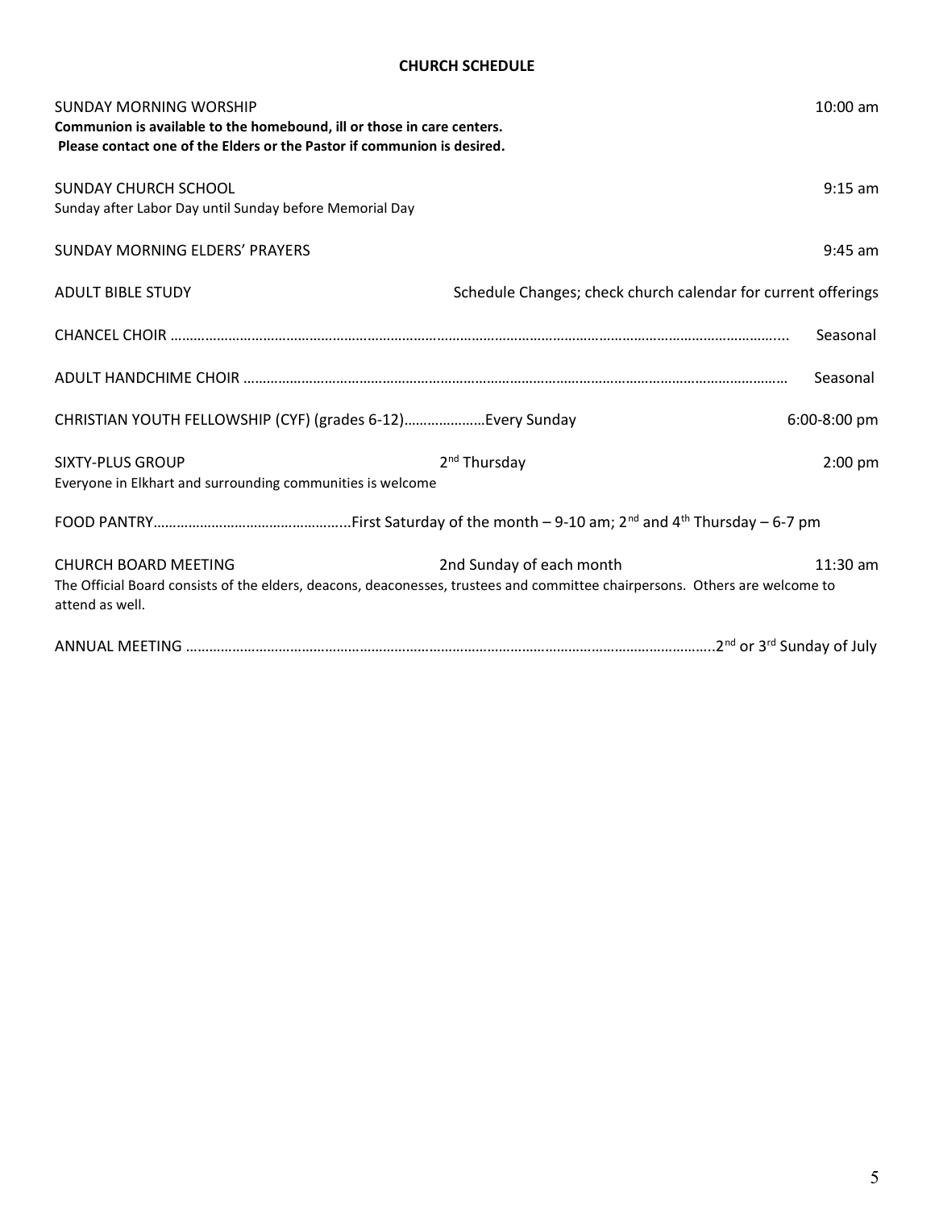**CHURCH SCHEDULE**

SUNDAY MORNING WORSHIP 10:00 am

**Communion is available to the homebound, ill or those in care centers.**
**Please contact one of the Elders or the Pastor if communion is desired.**

SUNDAY CHURCH SCHOOL 9:15 am
Sunday after Labor Day until Sunday before Memorial Day

SUNDAY MORNING ELDERS' PRAYERS 9:45 am

ADULT BIBLE STUDY Schedule Changes; check church calendar for current offerings

CHANCEL CHOIR …………………………………………………………………………………………………………………………….... Seasonal

ADULT HANDCHIME CHOIR ……………………………………………………………………………………………………………… Seasonal

CHRISTIAN YOUTH FELLOWSHIP (CYF) (grades 6-12)…………………Every Sunday 6:00-8:00 pm

SIXTY-PLUS GROUP 2nd Thursday 2:00 pm
Everyone in Elkhart and surrounding communities is welcome

FOOD PANTRY…………………………………………...First Saturday of the month – 9-10 am; 2nd and 4th Thursday – 6-7 pm

CHURCH BOARD MEETING 2nd Sunday of each month 11:30 am
The Official Board consists of the elders, deacons, deaconesses, trustees and committee chairpersons. Others are welcome to attend as well.

ANNUAL MEETING ………………………………………………………………………………………………………………..2nd or 3rd Sunday of July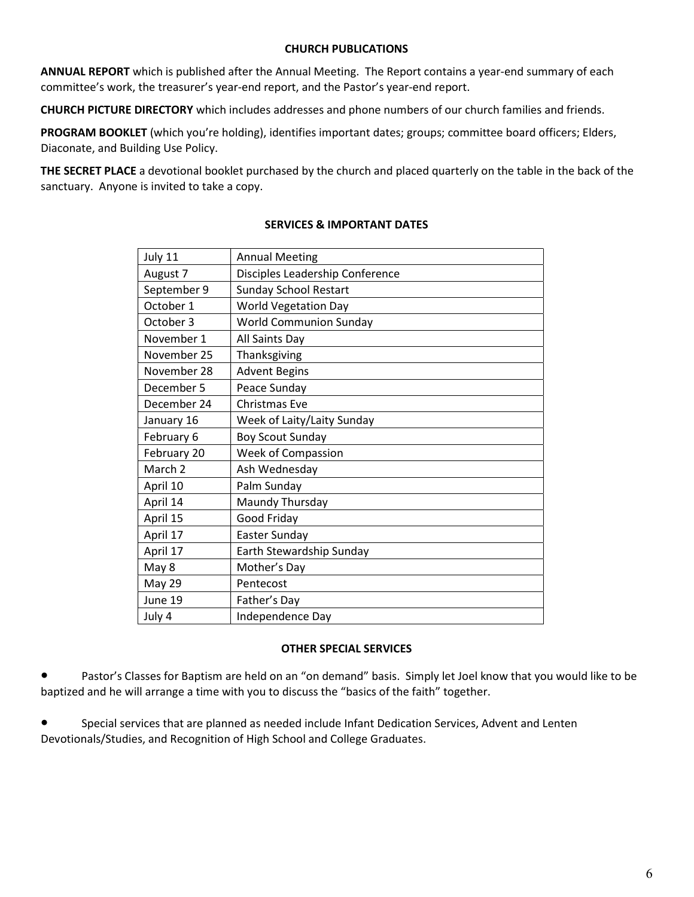## CHURCH PUBLICATIONS

**ANNUAL REPORT** which is published after the Annual Meeting. The Report contains a year-end summary of each committee's work, the treasurer's year-end report, and the Pastor's year-end report.

**CHURCH PICTURE DIRECTORY** which includes addresses and phone numbers of our church families and friends.

**PROGRAM BOOKLET** (which you're holding), identifies important dates; groups; committee board officers; Elders, Diaconate, and Building Use Policy.

**THE SECRET PLACE** a devotional booklet purchased by the church and placed quarterly on the table in the back of the sanctuary. Anyone is invited to take a copy.

## SERVICES & IMPORTANT DATES

| | |
|---|---|
| July 11 | Annual Meeting |
| August 7 | Disciples Leadership Conference |
| September 9 | Sunday School Restart |
| October 1 | World Vegetation Day |
| October 3 | World Communion Sunday |
| November 1 | All Saints Day |
| November 25 | Thanksgiving |
| November 28 | Advent Begins |
| December 5 | Peace Sunday |
| December 24 | Christmas Eve |
| January 16 | Week of Laity/Laity Sunday |
| February 6 | Boy Scout Sunday |
| February 20 | Week of Compassion |
| March 2 | Ash Wednesday |
| April 10 | Palm Sunday |
| April 14 | Maundy Thursday |
| April 15 | Good Friday |
| April 17 | Easter Sunday |
| April 17 | Earth Stewardship Sunday |
| May 8 | Mother's Day |
| May 29 | Pentecost |
| June 19 | Father's Day |
| July 4 | Independence Day |

## OTHER SPECIAL SERVICES

- Pastor's Classes for Baptism are held on an "on demand" basis. Simply let Joel know that you would like to be baptized and he will arrange a time with you to discuss the "basics of the faith" together.

- Special services that are planned as needed include Infant Dedication Services, Advent and Lenten Devotionals/Studies, and Recognition of High School and College Graduates.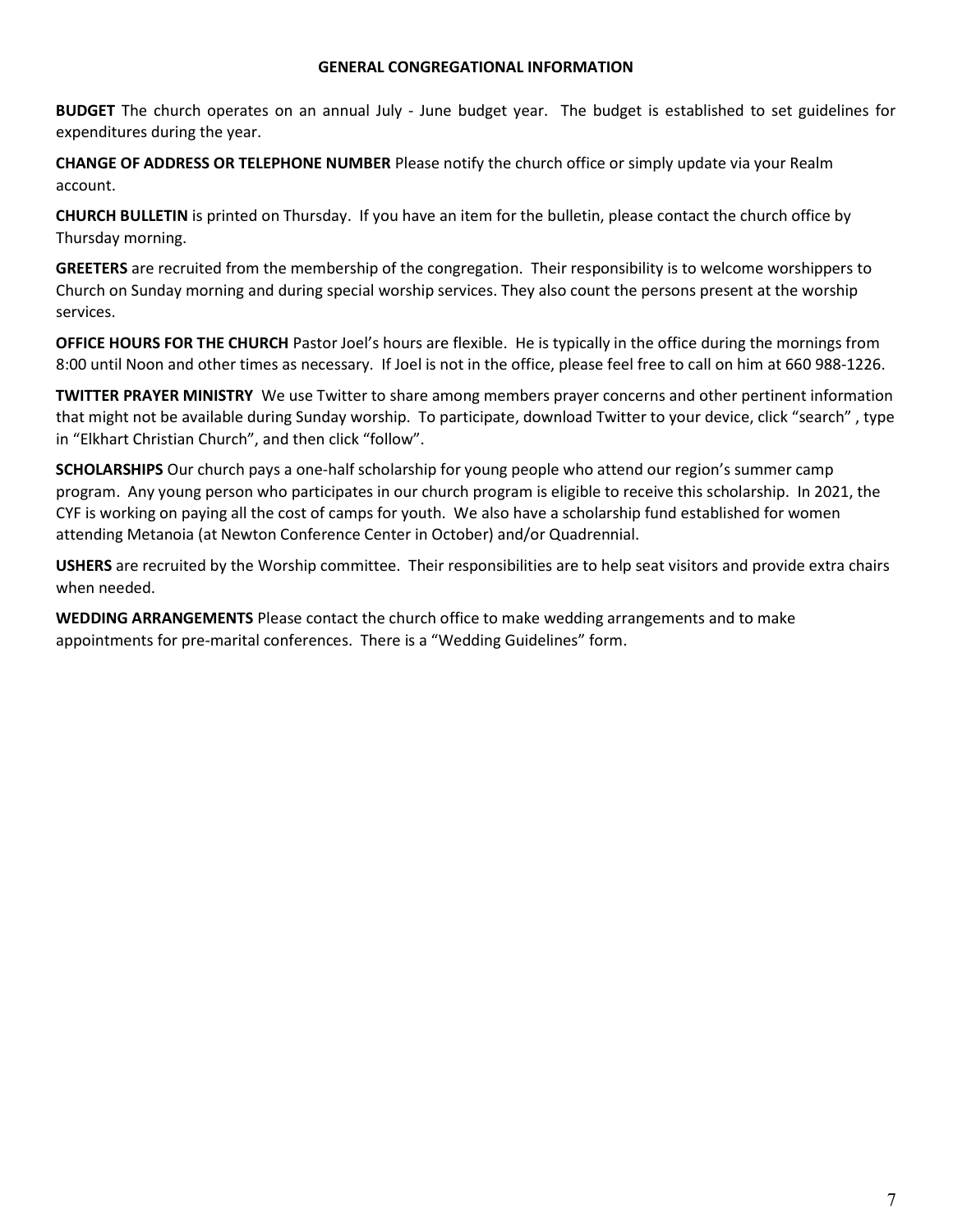## GENERAL CONGREGATIONAL INFORMATION

**BUDGET** The church operates on an annual July - June budget year. The budget is established to set guidelines for expenditures during the year.

**CHANGE OF ADDRESS OR TELEPHONE NUMBER** Please notify the church office or simply update via your Realm account.

**CHURCH BULLETIN** is printed on Thursday. If you have an item for the bulletin, please contact the church office by Thursday morning.

**GREETERS** are recruited from the membership of the congregation. Their responsibility is to welcome worshippers to Church on Sunday morning and during special worship services. They also count the persons present at the worship services.

**OFFICE HOURS FOR THE CHURCH** Pastor Joel's hours are flexible. He is typically in the office during the mornings from 8:00 until Noon and other times as necessary. If Joel is not in the office, please feel free to call on him at 660 988-1226.

**TWITTER PRAYER MINISTRY** We use Twitter to share among members prayer concerns and other pertinent information that might not be available during Sunday worship. To participate, download Twitter to your device, click "search" , type in "Elkhart Christian Church", and then click "follow".

**SCHOLARSHIPS** Our church pays a one-half scholarship for young people who attend our region's summer camp program. Any young person who participates in our church program is eligible to receive this scholarship. In 2021, the CYF is working on paying all the cost of camps for youth. We also have a scholarship fund established for women attending Metanoia (at Newton Conference Center in October) and/or Quadrennial.

**USHERS** are recruited by the Worship committee. Their responsibilities are to help seat visitors and provide extra chairs when needed.

**WEDDING ARRANGEMENTS** Please contact the church office to make wedding arrangements and to make appointments for pre-marital conferences. There is a "Wedding Guidelines" form.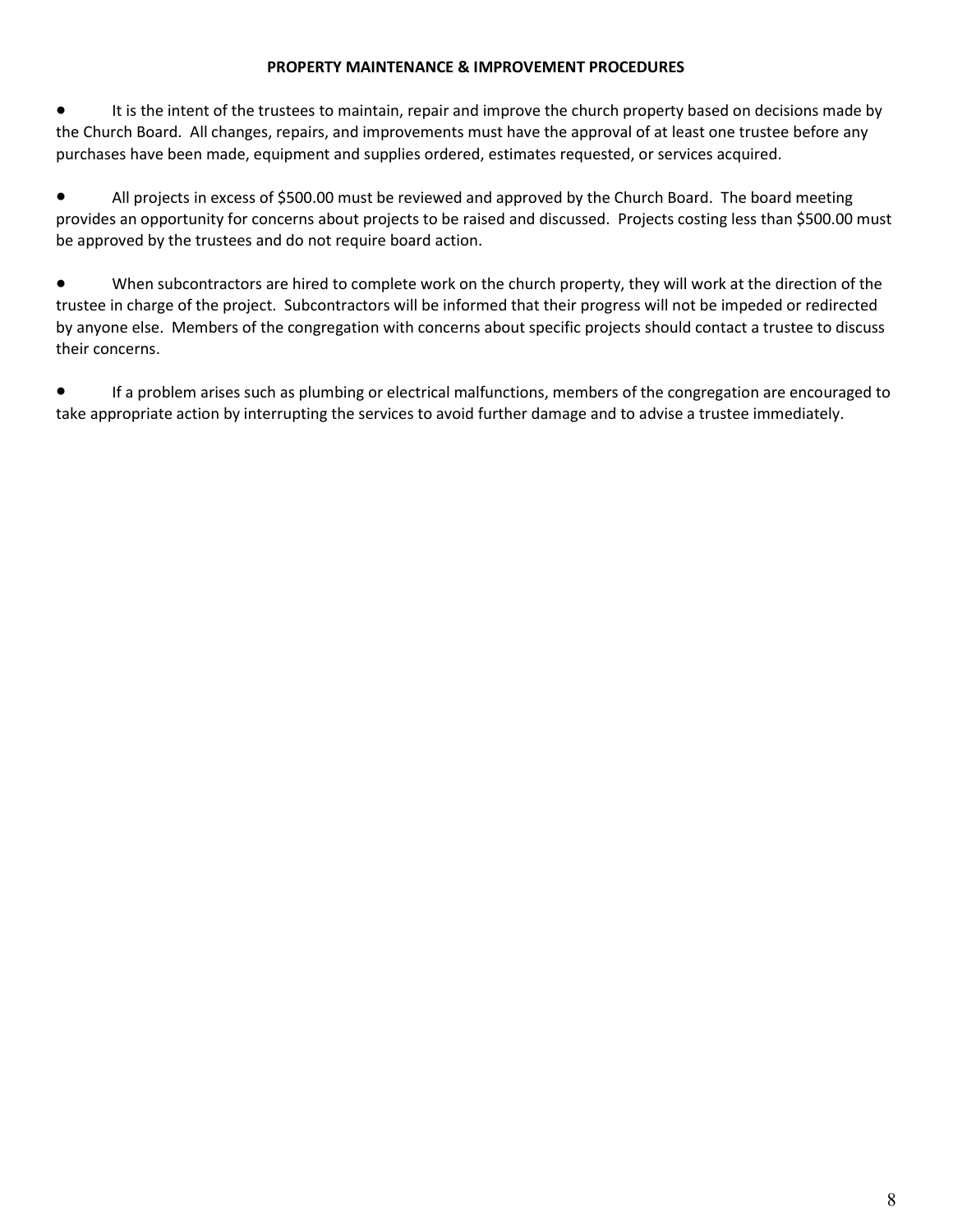## PROPERTY MAINTENANCE & IMPROVEMENT PROCEDURES

- It is the intent of the trustees to maintain, repair and improve the church property based on decisions made by the Church Board. All changes, repairs, and improvements must have the approval of at least one trustee before any purchases have been made, equipment and supplies ordered, estimates requested, or services acquired.

- All projects in excess of $500.00 must be reviewed and approved by the Church Board. The board meeting provides an opportunity for concerns about projects to be raised and discussed. Projects costing less than $500.00 must be approved by the trustees and do not require board action.

- When subcontractors are hired to complete work on the church property, they will work at the direction of the trustee in charge of the project. Subcontractors will be informed that their progress will not be impeded or redirected by anyone else. Members of the congregation with concerns about specific projects should contact a trustee to discuss their concerns.

- If a problem arises such as plumbing or electrical malfunctions, members of the congregation are encouraged to take appropriate action by interrupting the services to avoid further damage and to advise a trustee immediately.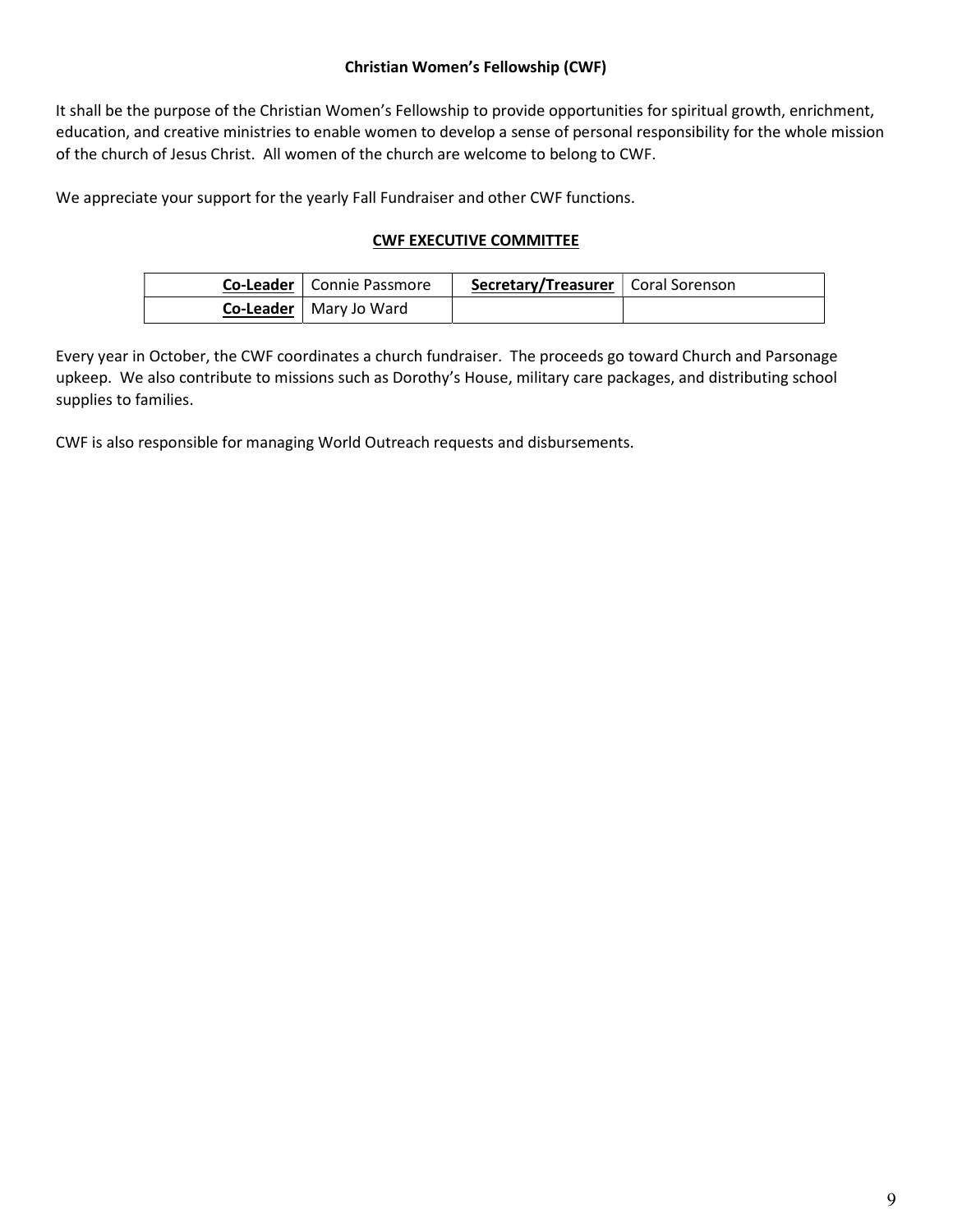## Christian Women's Fellowship (CWF)

It shall be the purpose of the Christian Women's Fellowship to provide opportunities for spiritual growth, enrichment, education, and creative ministries to enable women to develop a sense of personal responsibility for the whole mission of the church of Jesus Christ. All women of the church are welcome to belong to CWF.

We appreciate your support for the yearly Fall Fundraiser and other CWF functions.

### CWF EXECUTIVE COMMITTEE

| | | | |
|---|---|---|---|
| **Co-Leader** | Connie Passmore | **Secretary/Treasurer** | Coral Sorenson |
| **Co-Leader** | Mary Jo Ward | | |

Every year in October, the CWF coordinates a church fundraiser. The proceeds go toward Church and Parsonage upkeep. We also contribute to missions such as Dorothy's House, military care packages, and distributing school supplies to families.

CWF is also responsible for managing World Outreach requests and disbursements.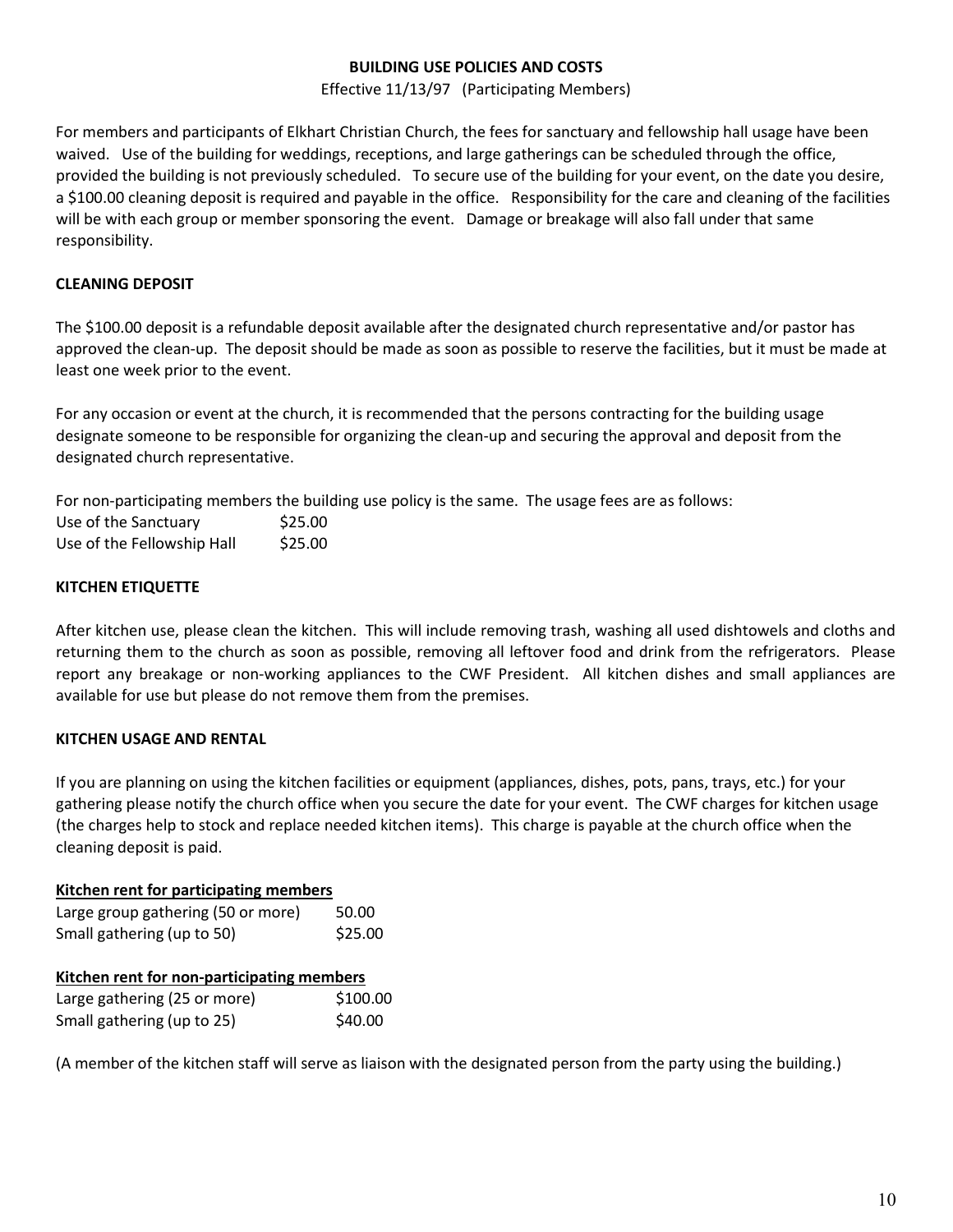## BUILDING USE POLICIES AND COSTS

Effective 11/13/97 (Participating Members)

For members and participants of Elkhart Christian Church, the fees for sanctuary and fellowship hall usage have been waived. Use of the building for weddings, receptions, and large gatherings can be scheduled through the office, provided the building is not previously scheduled. To secure use of the building for your event, on the date you desire, a $100.00 cleaning deposit is required and payable in the office. Responsibility for the care and cleaning of the facilities will be with each group or member sponsoring the event. Damage or breakage will also fall under that same responsibility.

### CLEANING DEPOSIT

The $100.00 deposit is a refundable deposit available after the designated church representative and/or pastor has approved the clean-up. The deposit should be made as soon as possible to reserve the facilities, but it must be made at least one week prior to the event.

For any occasion or event at the church, it is recommended that the persons contracting for the building usage designate someone to be responsible for organizing the clean-up and securing the approval and deposit from the designated church representative.

For non-participating members the building use policy is the same. The usage fees are as follows:

| | |
|---|---|
| Use of the Sanctuary | $25.00 |
| Use of the Fellowship Hall | $25.00 |

### KITCHEN ETIQUETTE

After kitchen use, please clean the kitchen. This will include removing trash, washing all used dishtowels and cloths and returning them to the church as soon as possible, removing all leftover food and drink from the refrigerators. Please report any breakage or non-working appliances to the CWF President. All kitchen dishes and small appliances are available for use but please do not remove them from the premises.

### KITCHEN USAGE AND RENTAL

If you are planning on using the kitchen facilities or equipment (appliances, dishes, pots, pans, trays, etc.) for your gathering please notify the church office when you secure the date for your event. The CWF charges for kitchen usage (the charges help to stock and replace needed kitchen items). This charge is payable at the church office when the cleaning deposit is paid.

**Kitchen rent for participating members**

| | |
|---|---|
| Large group gathering (50 or more) | 50.00 |
| Small gathering (up to 50) | $25.00 |

**Kitchen rent for non-participating members**

| | |
|---|---|
| Large gathering (25 or more) | $100.00 |
| Small gathering (up to 25) | $40.00 |

(A member of the kitchen staff will serve as liaison with the designated person from the party using the building.)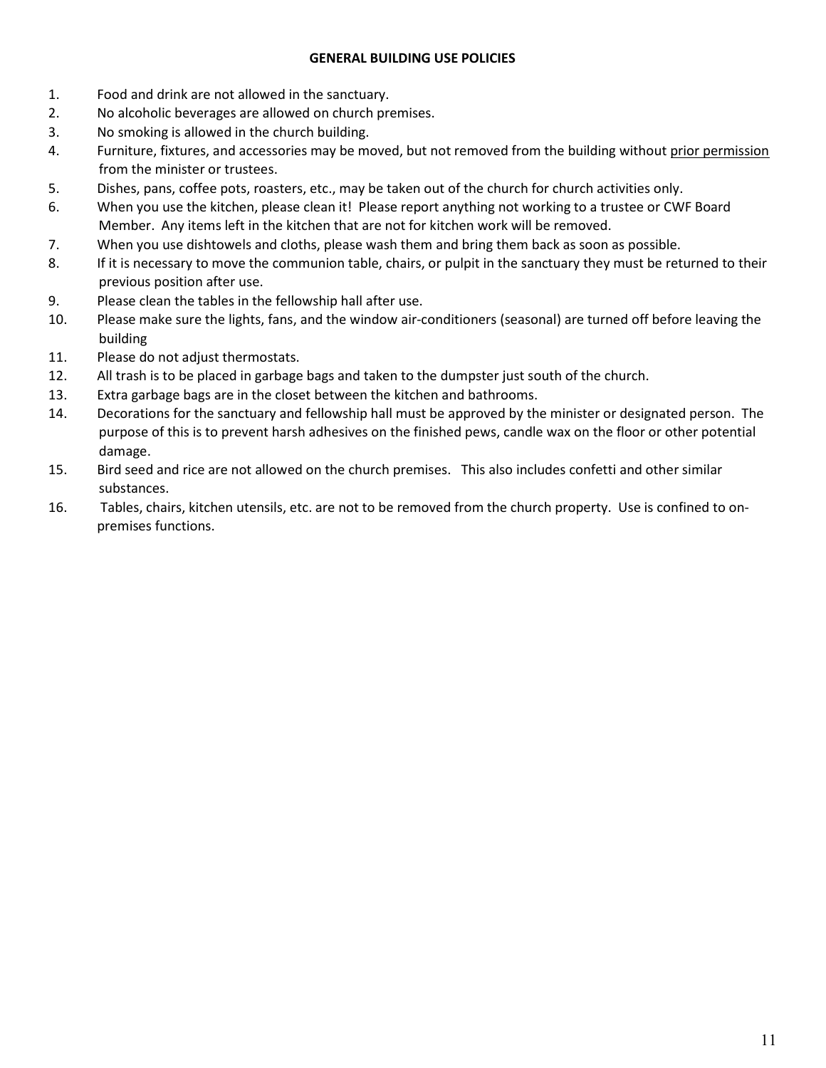**GENERAL BUILDING USE POLICIES**

1. Food and drink are not allowed in the sanctuary.
2. No alcoholic beverages are allowed on church premises.
3. No smoking is allowed in the church building.
4. Furniture, fixtures, and accessories may be moved, but not removed from the building without prior permission from the minister or trustees.
5. Dishes, pans, coffee pots, roasters, etc., may be taken out of the church for church activities only.
6. When you use the kitchen, please clean it! Please report anything not working to a trustee or CWF Board Member. Any items left in the kitchen that are not for kitchen work will be removed.
7. When you use dishtowels and cloths, please wash them and bring them back as soon as possible.
8. If it is necessary to move the communion table, chairs, or pulpit in the sanctuary they must be returned to their previous position after use.
9. Please clean the tables in the fellowship hall after use.
10. Please make sure the lights, fans, and the window air-conditioners (seasonal) are turned off before leaving the building
11. Please do not adjust thermostats.
12. All trash is to be placed in garbage bags and taken to the dumpster just south of the church.
13. Extra garbage bags are in the closet between the kitchen and bathrooms.
14. Decorations for the sanctuary and fellowship hall must be approved by the minister or designated person. The purpose of this is to prevent harsh adhesives on the finished pews, candle wax on the floor or other potential damage.
15. Bird seed and rice are not allowed on the church premises. This also includes confetti and other similar substances.
16. Tables, chairs, kitchen utensils, etc. are not to be removed from the church property. Use is confined to on-premises functions.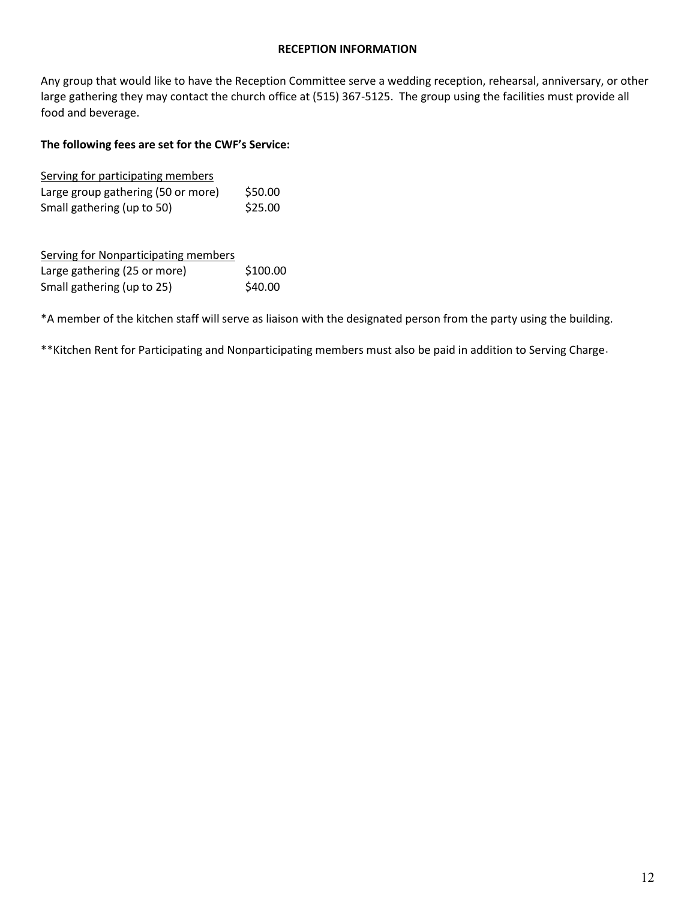## RECEPTION INFORMATION

Any group that would like to have the Reception Committee serve a wedding reception, rehearsal, anniversary, or other large gathering they may contact the church office at (515) 367-5125. The group using the facilities must provide all food and beverage.

**The following fees are set for the CWF's Service:**

| Serving for participating members | |
|---|---|
| Large group gathering (50 or more) | $50.00 |
| Small gathering (up to 50) | $25.00 |

| Serving for Nonparticipating members | |
|---|---|
| Large gathering (25 or more) | $100.00 |
| Small gathering (up to 25) | $40.00 |

*A member of the kitchen staff will serve as liaison with the designated person from the party using the building.

**Kitchen Rent for Participating and Nonparticipating members must also be paid in addition to Serving Charge.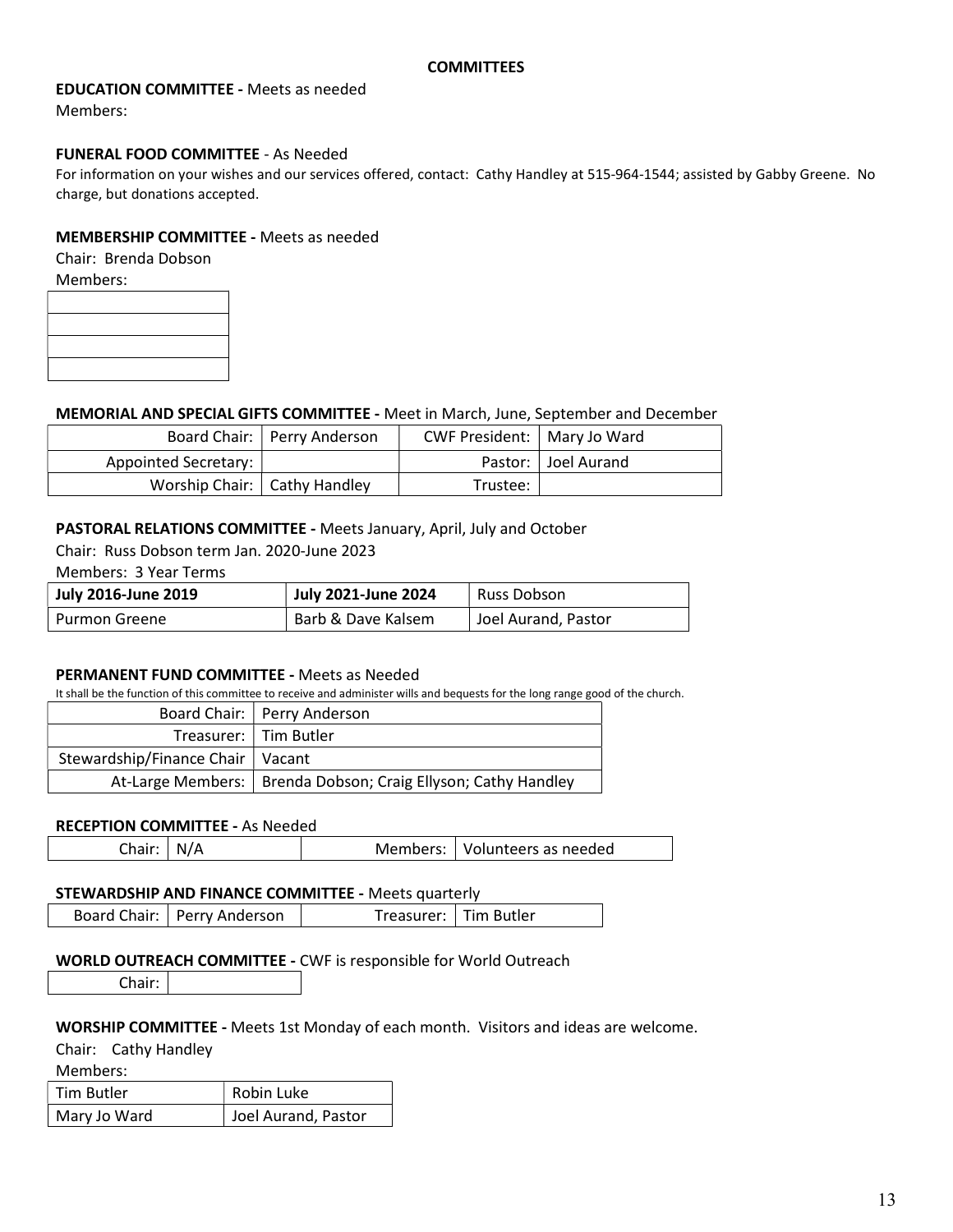# COMMITTEES

**EDUCATION COMMITTEE -** Meets as needed

Members:

**FUNERAL FOOD COMMITTEE** - As Needed

For information on your wishes and our services offered, contact: Cathy Handley at 515-964-1544; assisted by Gabby Greene. No charge, but donations accepted.

**MEMBERSHIP COMMITTEE -** Meets as needed

Chair: Brenda Dobson

Members:

| |
|---|
| |
| |
| |

**MEMORIAL AND SPECIAL GIFTS COMMITTEE -** Meet in March, June, September and December

| | | | |
|---|---|---|---|
| Board Chair: | Perry Anderson | CWF President: | Mary Jo Ward |
| Appointed Secretary: | | Pastor: | Joel Aurand |
| Worship Chair: | Cathy Handley | Trustee: | |

**PASTORAL RELATIONS COMMITTEE -** Meets January, April, July and October

Chair: Russ Dobson term Jan. 2020-June 2023

Members: 3 Year Terms

| July 2016-June 2019 | July 2021-June 2024 | Russ Dobson |
|---|---|---|
| Purmon Greene | Barb & Dave Kalsem | Joel Aurand, Pastor |

**PERMANENT FUND COMMITTEE -** Meets as Needed

It shall be the function of this committee to receive and administer wills and bequests for the long range good of the church.

| | |
|---|---|
| Board Chair: | Perry Anderson |
| Treasurer: | Tim Butler |
| Stewardship/Finance Chair | Vacant |
| At-Large Members: | Brenda Dobson; Craig Ellyson; Cathy Handley |

**RECEPTION COMMITTEE -** As Needed

| | | | |
|---|---|---|---|
| Chair: | N/A | Members: | Volunteers as needed |

**STEWARDSHIP AND FINANCE COMMITTEE -** Meets quarterly

| | | | |
|---|---|---|---|
| Board Chair: | Perry Anderson | Treasurer: | Tim Butler |

**WORLD OUTREACH COMMITTEE -** CWF is responsible for World Outreach

| | |
|---|---|
| Chair: | |

**WORSHIP COMMITTEE -** Meets 1st Monday of each month. Visitors and ideas are welcome.

Chair: Cathy Handley

Members:

| | |
|---|---|
| Tim Butler | Robin Luke |
| Mary Jo Ward | Joel Aurand, Pastor |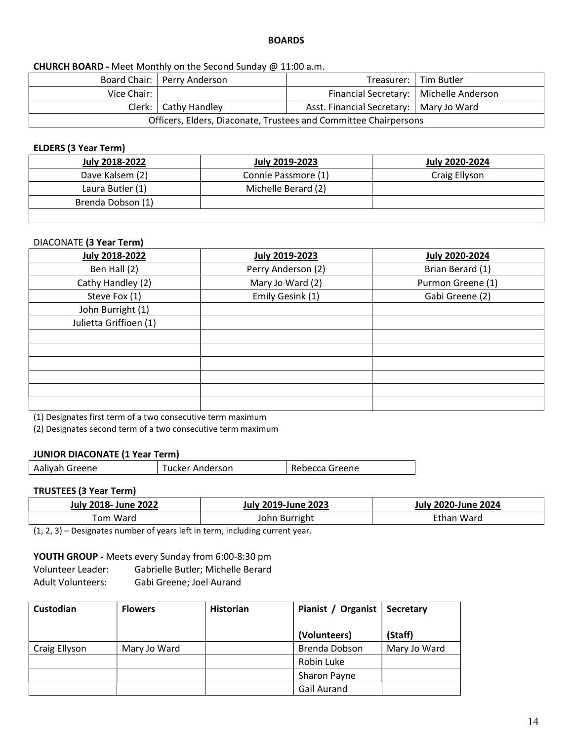## BOARDS

**CHURCH BOARD -** Meet Monthly on the Second Sunday @ 11:00 a.m.

| | | | |
|---|---|---|---|
| Board Chair: | Perry Anderson | Treasurer: | Tim Butler |
| Vice Chair: | | Financial Secretary: | Michelle Anderson |
| Clerk: | Cathy Handley | Asst. Financial Secretary: | Mary Jo Ward |
| Officers, Elders, Diaconate, Trustees and Committee Chairpersons | | | |

**ELDERS (3 Year Term)**

| July 2018-2022 | July 2019-2023 | July 2020-2024 |
|---|---|---|
| Dave Kalsem (2) | Connie Passmore (1) | Craig Ellyson |
| Laura Butler (1) | Michelle Berard (2) | |
| Brenda Dobson (1) | | |
| | | |

DIACONATE **(3 Year Term)**

| July 2018-2022 | July 2019-2023 | July 2020-2024 |
|---|---|---|
| Ben Hall (2) | Perry Anderson (2) | Brian Berard (1) |
| Cathy Handley (2) | Mary Jo Ward (2) | Purmon Greene (1) |
| Steve Fox (1) | Emily Gesink (1) | Gabi Greene (2) |
| John Burright (1) | | |
| Julietta Griffioen (1) | | |
| | | |
| | | |
| | | |
| | | |
| | | |
| | | |

(1) Designates first term of a two consecutive term maximum

(2) Designates second term of a two consecutive term maximum

**JUNIOR DIACONATE (1 Year Term)**

| | | |
|---|---|---|
| Aaliyah Greene | Tucker Anderson | Rebecca Greene |

**TRUSTEES (3 Year Term)**

| July 2018- June 2022 | July 2019-June 2023 | July 2020-June 2024 |
|---|---|---|
| Tom Ward | John Burright | Ethan Ward |

(1, 2, 3) – Designates number of years left in term, including current year.

**YOUTH GROUP -** Meets every Sunday from 6:00-8:30 pm

Volunteer Leader: Gabrielle Butler; Michelle Berard

Adult Volunteers: Gabi Greene; Joel Aurand

| Custodian | Flowers | Historian | Pianist / Organist (Volunteers) | Secretary (Staff) |
|---|---|---|---|---|
| Craig Ellyson | Mary Jo Ward | | Brenda Dobson | Mary Jo Ward |
| | | | Robin Luke | |
| | | | Sharon Payne | |
| | | | Gail Aurand | |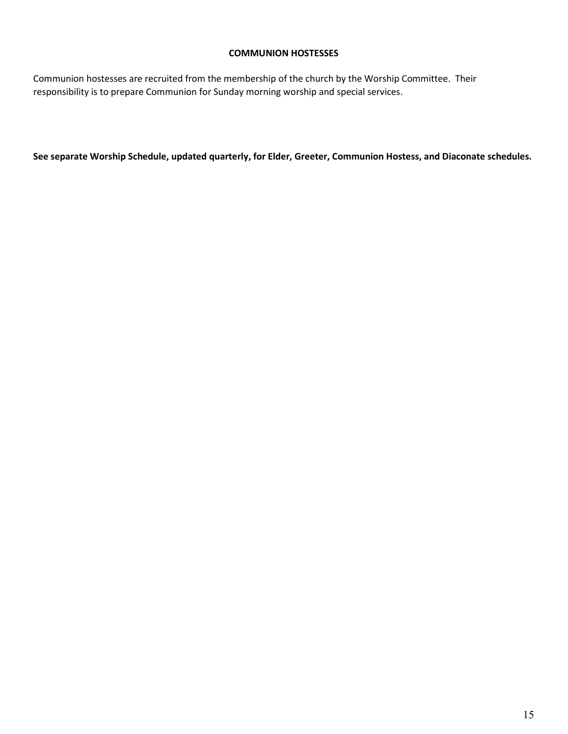## COMMUNION HOSTESSES

Communion hostesses are recruited from the membership of the church by the Worship Committee. Their responsibility is to prepare Communion for Sunday morning worship and special services.

**See separate Worship Schedule, updated quarterly, for Elder, Greeter, Communion Hostess, and Diaconate schedules.**